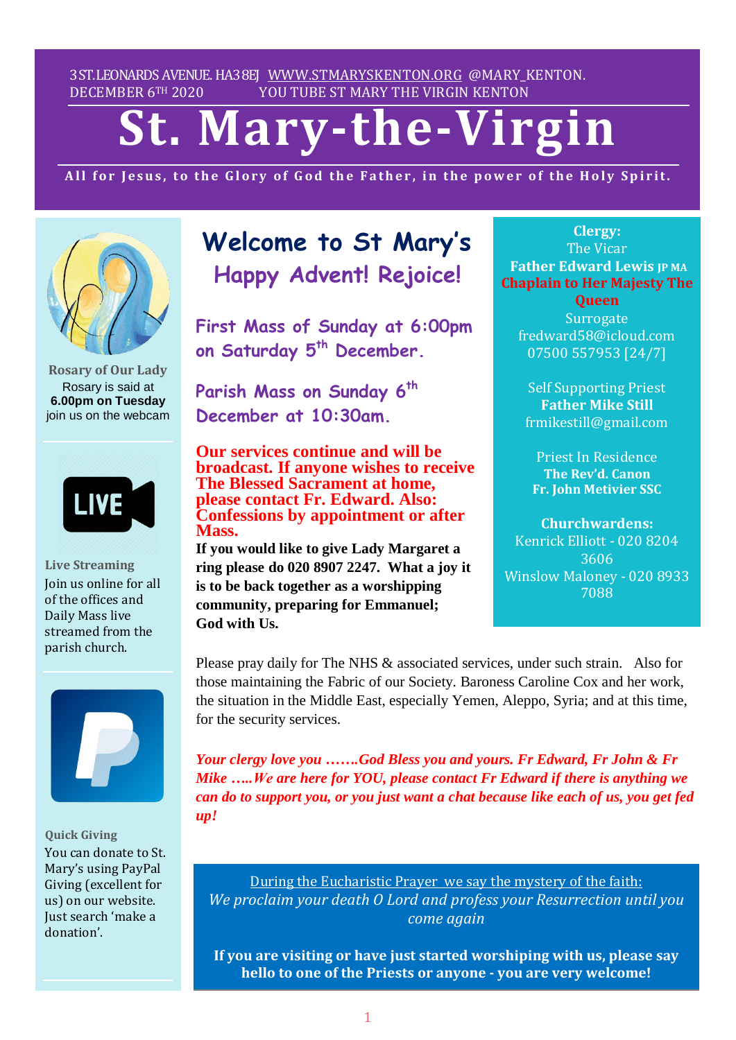3 ST.LEONARDS AVENUE. HA3 8EJ WWW.STMARYSKENTON.ORG @MARY_KENTON.
DECEMBER 6TH 2020 YOU TUBE ST MARY THE VIRGIN KENTON

# St. Mary-the-Virgin

**All for Jesus, to the Glory of God the Father, in the power of the Holy Spirit.**

## Welcome to St Mary's

### Happy Advent! Rejoice!

**First Mass of Sunday at 6:00pm on Saturday 5th December.**

**Parish Mass on Sunday 6th December at 10:30am.**

**Our services continue and will be broadcast. If anyone wishes to receive The Blessed Sacrament at home, please contact Fr. Edward. Also: Confessions by appointment or after Mass.**

**If you would like to give Lady Margaret a ring please do 020 8907 2247. What a joy it is to be back together as a worshipping community, preparing for Emmanuel; God with Us.**

**Clergy:**
The Vicar
**Father Edward Lewis JP MA**
**Chaplain to Her Majesty The Queen**
Surrogate
fredward58@icloud.com
07500 557953 [24/7]

Self Supporting Priest
**Father Mike Still**
frmikestill@gmail.com

Priest In Residence
**The Rev'd. Canon Fr. John Metivier SSC**

**Churchwardens:**
Kenrick Elliott - 020 8204 3606
Winslow Maloney - 020 8933 7088

**Rosary of Our Lady**
Rosary is said at **6.00pm on Tuesday** join us on the webcam

**Live Streaming**
Join us online for all of the offices and Daily Mass live streamed from the parish church.

**Quick Giving**
You can donate to St. Mary's using PayPal Giving (excellent for us) on our website. Just search 'make a donation'.

Please pray daily for The NHS & associated services, under such strain. Also for those maintaining the Fabric of our Society. Baroness Caroline Cox and her work, the situation in the Middle East, especially Yemen, Aleppo, Syria; and at this time, for the security services.

*Your clergy love you …….God Bless you and yours. Fr Edward, Fr John & Fr Mike …..We are here for YOU, please contact Fr Edward if there is anything we can do to support you, or you just want a chat because like each of us, you get fed up!*

During the Eucharistic Prayer we say the mystery of the faith:
*We proclaim your death O Lord and profess your Resurrection until you come again*

**If you are visiting or have just started worshiping with us, please say hello to one of the Priests or anyone - you are very welcome!**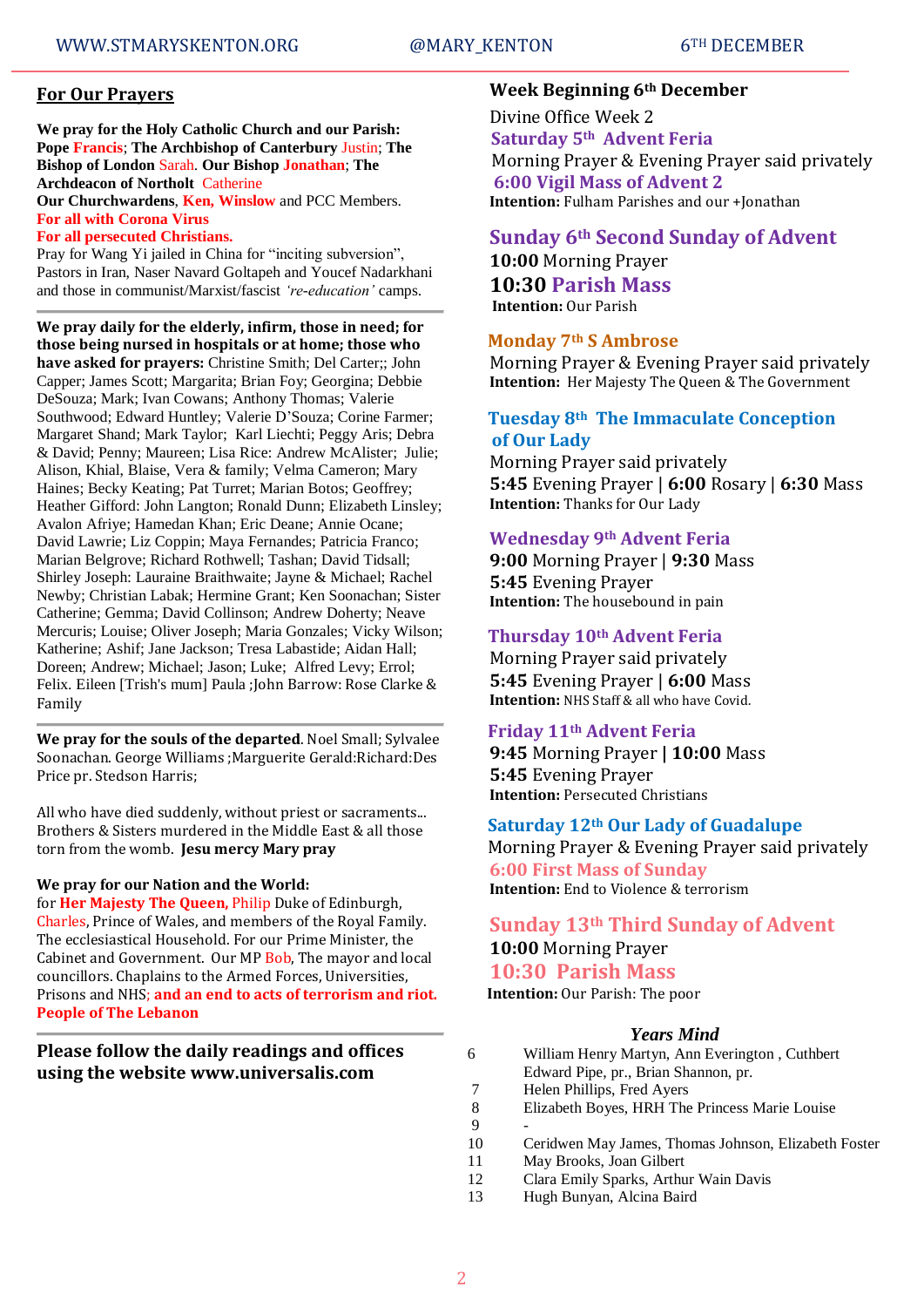## For Our Prayers

**We pray for the Holy Catholic Church and our Parish:** **Pope Francis**; **The Archbishop of Canterbury** Justin; **The Bishop of London** Sarah. **Our Bishop Jonathan**; **The Archdeacon of Northolt** Catherine
**Our Churchwardens**, **Ken, Winslow** and PCC Members.
**For all with Corona Virus**
**For all persecuted Christians.**
Pray for Wang Yi jailed in China for "inciting subversion", Pastors in Iran, Naser Navard Goltapeh and Youcef Nadarkhani and those in communist/Marxist/fascist *'re-education'* camps.

---

**We pray daily for the elderly, infirm, those in need; for those being nursed in hospitals or at home; those who have asked for prayers:** Christine Smith; Del Carter;; John Capper; James Scott; Margarita; Brian Foy; Georgina; Debbie DeSouza; Mark; Ivan Cowans; Anthony Thomas; Valerie Southwood; Edward Huntley; Valerie D'Souza; Corine Farmer; Margaret Shand; Mark Taylor; Karl Liechti; Peggy Aris; Debra & David; Penny; Maureen; Lisa Rice: Andrew McAlister; Julie; Alison, Khial, Blaise, Vera & family; Velma Cameron; Mary Haines; Becky Keating; Pat Turret; Marian Botos; Geoffrey; Heather Gifford: John Langton; Ronald Dunn; Elizabeth Linsley; Avalon Afriye; Hamedan Khan; Eric Deane; Annie Ocane; David Lawrie; Liz Coppin; Maya Fernandes; Patricia Franco; Marian Belgrove; Richard Rothwell; Tashan; David Tidsall; Shirley Joseph: Lauraine Braithwaite; Jayne & Michael; Rachel Newby; Christian Labak; Hermine Grant; Ken Soonachan; Sister Catherine; Gemma; David Collinson; Andrew Doherty; Neave Mercuris; Louise; Oliver Joseph; Maria Gonzales; Vicky Wilson; Katherine; Ashif; Jane Jackson; Tresa Labastide; Aidan Hall; Doreen; Andrew; Michael; Jason; Luke; Alfred Levy; Errol; Felix. Eileen [Trish's mum] Paula ;John Barrow: Rose Clarke & Family

---

**We pray for the souls of the departed**. Noel Small; Sylvalee Soonachan. George Williams ;Marguerite Gerald:Richard:Des Price pr. Stedson Harris;

All who have died suddenly, without priest or sacraments... Brothers & Sisters murdered in the Middle East & all those torn from the womb. **Jesu mercy Mary pray**

**We pray for our Nation and the World:**
for **Her Majesty The Queen,** Philip Duke of Edinburgh, Charles, Prince of Wales, and members of the Royal Family. The ecclesiastical Household. For our Prime Minister, the Cabinet and Government. Our MP Bob, The mayor and local councillors. Chaplains to the Armed Forces, Universities, Prisons and NHS; **and an end to acts of terrorism and riot. People of The Lebanon**

---

**Please follow the daily readings and offices using the website www.universalis.com**

## Week Beginning 6th December

Divine Office Week 2

### Saturday 5th Advent Feria
Morning Prayer & Evening Prayer said privately
**6:00 Vigil Mass of Advent 2**
**Intention:** Fulham Parishes and our +Jonathan

### Sunday 6th Second Sunday of Advent
**10:00** Morning Prayer
**10:30 Parish Mass**
**Intention:** Our Parish

### Monday 7th S Ambrose
Morning Prayer & Evening Prayer said privately
**Intention:** Her Majesty The Queen & The Government

### Tuesday 8th The Immaculate Conception of Our Lady
Morning Prayer said privately
**5:45** Evening Prayer | **6:00** Rosary | **6:30** Mass
**Intention:** Thanks for Our Lady

### Wednesday 9th Advent Feria
**9:00** Morning Prayer | **9:30** Mass
**5:45** Evening Prayer
**Intention:** The housebound in pain

### Thursday 10th Advent Feria
Morning Prayer said privately
**5:45** Evening Prayer | **6:00** Mass
**Intention:** NHS Staff & all who have Covid.

### Friday 11th Advent Feria
**9:45** Morning Prayer **| 10:00** Mass
**5:45** Evening Prayer
**Intention:** Persecuted Christians

### Saturday 12th Our Lady of Guadalupe
Morning Prayer & Evening Prayer said privately
**6:00 First Mass of Sunday**
**Intention:** End to Violence & terrorism

### Sunday 13th Third Sunday of Advent
**10:00** Morning Prayer
**10:30 Parish Mass**
**Intention:** Our Parish: The poor

### *Years Mind*

| | |
|---|---|
| 6 | William Henry Martyn, Ann Everington , Cuthbert Edward Pipe, pr., Brian Shannon, pr. |
| 7 | Helen Phillips, Fred Ayers |
| 8 | Elizabeth Boyes, HRH The Princess Marie Louise |
| 9 | - |
| 10 | Ceridwen May James, Thomas Johnson, Elizabeth Foster |
| 11 | May Brooks, Joan Gilbert |
| 12 | Clara Emily Sparks, Arthur Wain Davis |
| 13 | Hugh Bunyan, Alcina Baird |